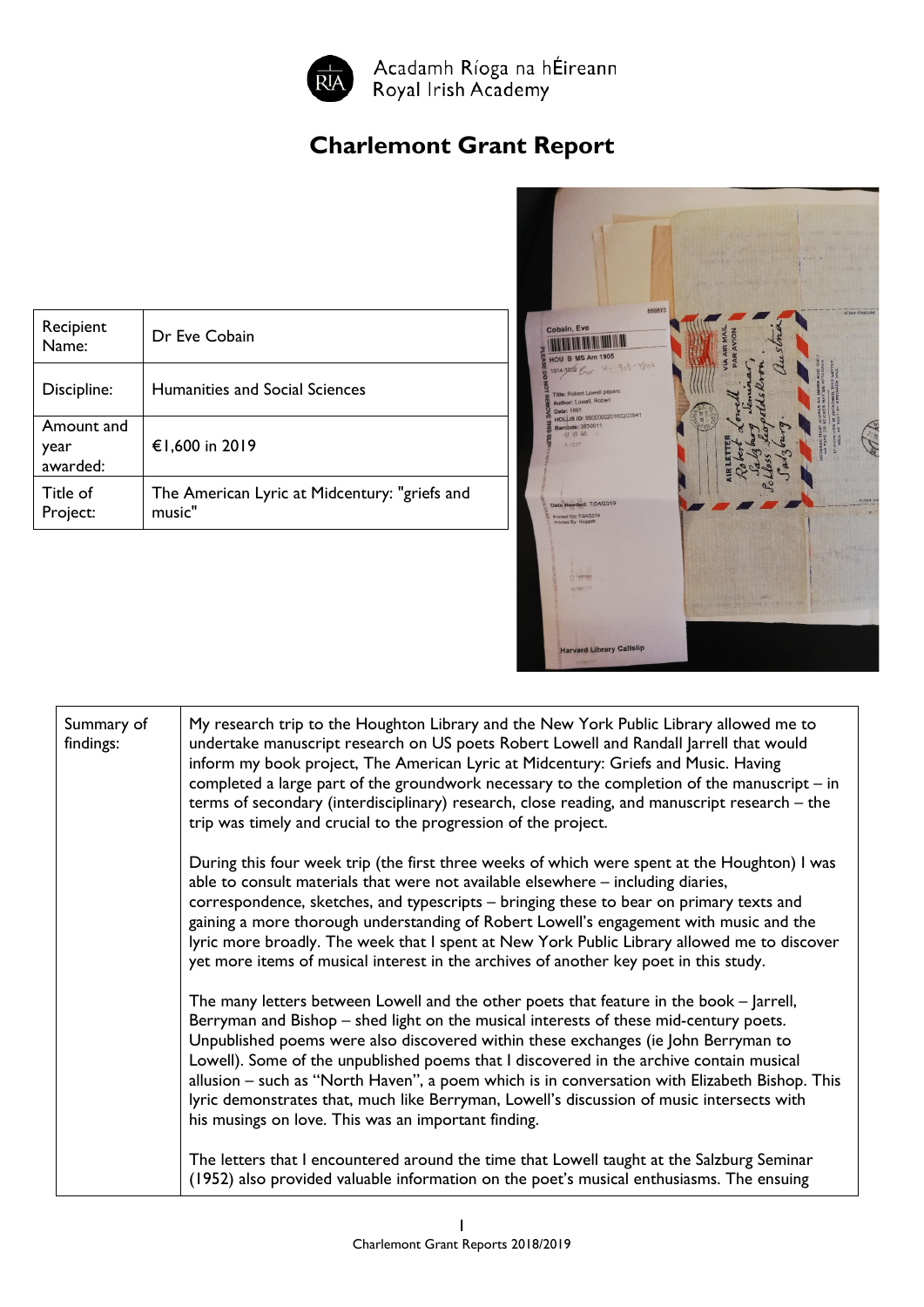Acadamh Ríoga na hÉireann
Royal Irish Academy

# Charlemont Grant Report

| Recipient Name: | Dr Eve Cobain |
|---|---|
| Discipline: | Humanities and Social Sciences |
| Amount and year awarded: | €1,600 in 2019 |
| Title of Project: | The American Lyric at Midcentury: "griefs and music" |

| Summary of findings: | My research trip to the Houghton Library and the New York Public Library allowed me to undertake manuscript research on US poets Robert Lowell and Randall Jarrell that would inform my book project, The American Lyric at Midcentury: Griefs and Music. Having completed a large part of the groundwork necessary to the completion of the manuscript – in terms of secondary (interdisciplinary) research, close reading, and manuscript research – the trip was timely and crucial to the progression of the project.<br><br>During this four week trip (the first three weeks of which were spent at the Houghton) I was able to consult materials that were not available elsewhere – including diaries, correspondence, sketches, and typescripts – bringing these to bear on primary texts and gaining a more thorough understanding of Robert Lowell's engagement with music and the lyric more broadly. The week that I spent at New York Public Library allowed me to discover yet more items of musical interest in the archives of another key poet in this study.<br><br>The many letters between Lowell and the other poets that feature in the book – Jarrell, Berryman and Bishop – shed light on the musical interests of these mid-century poets. Unpublished poems were also discovered within these exchanges (ie John Berryman to Lowell). Some of the unpublished poems that I discovered in the archive contain musical allusion – such as "North Haven", a poem which is in conversation with Elizabeth Bishop. This lyric demonstrates that, much like Berryman, Lowell's discussion of music intersects with his musings on love. This was an important finding.<br><br>The letters that I encountered around the time that Lowell taught at the Salzburg Seminar (1952) also provided valuable information on the poet's musical enthusiasms. The ensuing |
|---|---|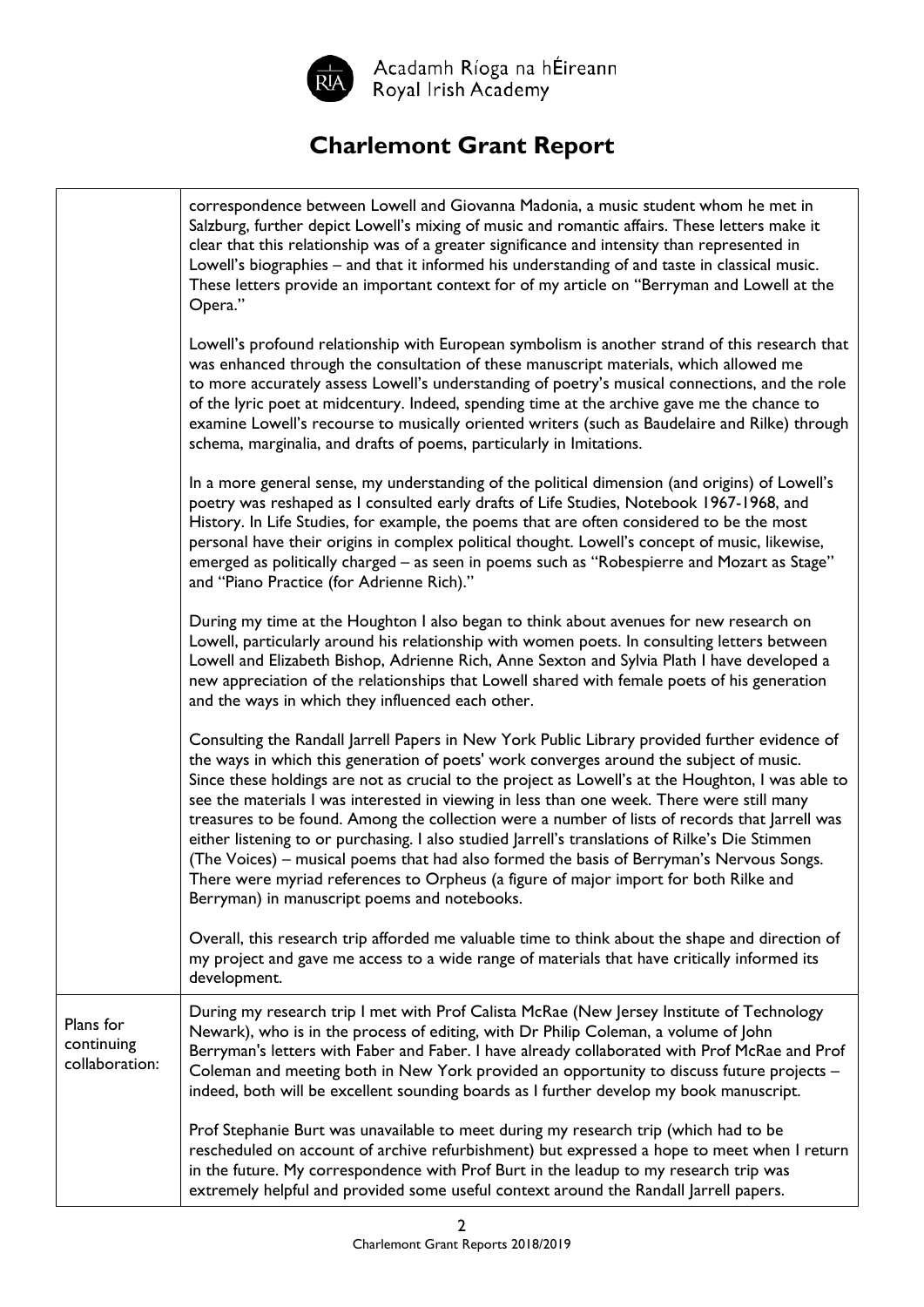# Charlemont Grant Report

| | |
|---|---|
| | correspondence between Lowell and Giovanna Madonia, a music student whom he met in Salzburg, further depict Lowell's mixing of music and romantic affairs. These letters make it clear that this relationship was of a greater significance and intensity than represented in Lowell's biographies – and that it informed his understanding of and taste in classical music. These letters provide an important context for of my article on "Berryman and Lowell at the Opera."<br><br>Lowell's profound relationship with European symbolism is another strand of this research that was enhanced through the consultation of these manuscript materials, which allowed me to more accurately assess Lowell's understanding of poetry's musical connections, and the role of the lyric poet at midcentury. Indeed, spending time at the archive gave me the chance to examine Lowell's recourse to musically oriented writers (such as Baudelaire and Rilke) through schema, marginalia, and drafts of poems, particularly in Imitations.<br><br>In a more general sense, my understanding of the political dimension (and origins) of Lowell's poetry was reshaped as I consulted early drafts of Life Studies, Notebook 1967-1968, and History. In Life Studies, for example, the poems that are often considered to be the most personal have their origins in complex political thought. Lowell's concept of music, likewise, emerged as politically charged – as seen in poems such as "Robespierre and Mozart as Stage" and "Piano Practice (for Adrienne Rich)."<br><br>During my time at the Houghton I also began to think about avenues for new research on Lowell, particularly around his relationship with women poets. In consulting letters between Lowell and Elizabeth Bishop, Adrienne Rich, Anne Sexton and Sylvia Plath I have developed a new appreciation of the relationships that Lowell shared with female poets of his generation and the ways in which they influenced each other.<br><br>Consulting the Randall Jarrell Papers in New York Public Library provided further evidence of the ways in which this generation of poets' work converges around the subject of music. Since these holdings are not as crucial to the project as Lowell's at the Houghton, I was able to see the materials I was interested in viewing in less than one week. There were still many treasures to be found. Among the collection were a number of lists of records that Jarrell was either listening to or purchasing. I also studied Jarrell's translations of Rilke's Die Stimmen (The Voices) – musical poems that had also formed the basis of Berryman's Nervous Songs. There were myriad references to Orpheus (a figure of major import for both Rilke and Berryman) in manuscript poems and notebooks.<br><br>Overall, this research trip afforded me valuable time to think about the shape and direction of my project and gave me access to a wide range of materials that have critically informed its development. |
| Plans for continuing collaboration: | During my research trip I met with Prof Calista McRae (New Jersey Institute of Technology Newark), who is in the process of editing, with Dr Philip Coleman, a volume of John Berryman's letters with Faber and Faber. I have already collaborated with Prof McRae and Prof Coleman and meeting both in New York provided an opportunity to discuss future projects – indeed, both will be excellent sounding boards as I further develop my book manuscript.<br><br>Prof Stephanie Burt was unavailable to meet during my research trip (which had to be rescheduled on account of archive refurbishment) but expressed a hope to meet when I return in the future. My correspondence with Prof Burt in the leadup to my research trip was extremely helpful and provided some useful context around the Randall Jarrell papers. |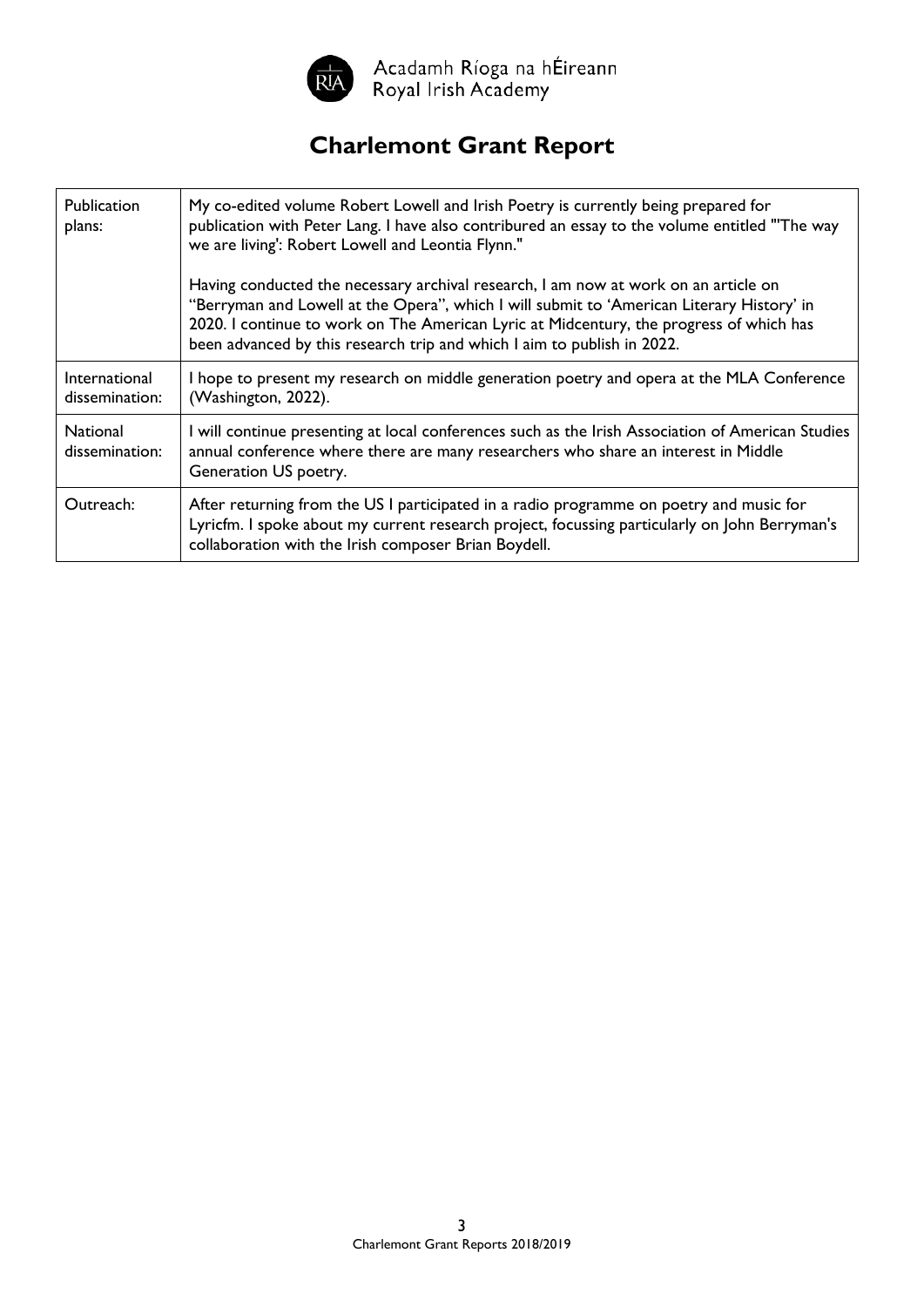# Charlemont Grant Report

| | |
|---|---|
| Publication plans: | My co-edited volume Robert Lowell and Irish Poetry is currently being prepared for publication with Peter Lang. I have also contributed an essay to the volume entitled "'The way we are living': Robert Lowell and Leontia Flynn."<br><br>Having conducted the necessary archival research, I am now at work on an article on "Berryman and Lowell at the Opera", which I will submit to 'American Literary History' in 2020. I continue to work on The American Lyric at Midcentury, the progress of which has been advanced by this research trip and which I aim to publish in 2022. |
| International dissemination: | I hope to present my research on middle generation poetry and opera at the MLA Conference (Washington, 2022). |
| National dissemination: | I will continue presenting at local conferences such as the Irish Association of American Studies annual conference where there are many researchers who share an interest in Middle Generation US poetry. |
| Outreach: | After returning from the US I participated in a radio programme on poetry and music for Lyricfm. I spoke about my current research project, focussing particularly on John Berryman's collaboration with the Irish composer Brian Boydell. |